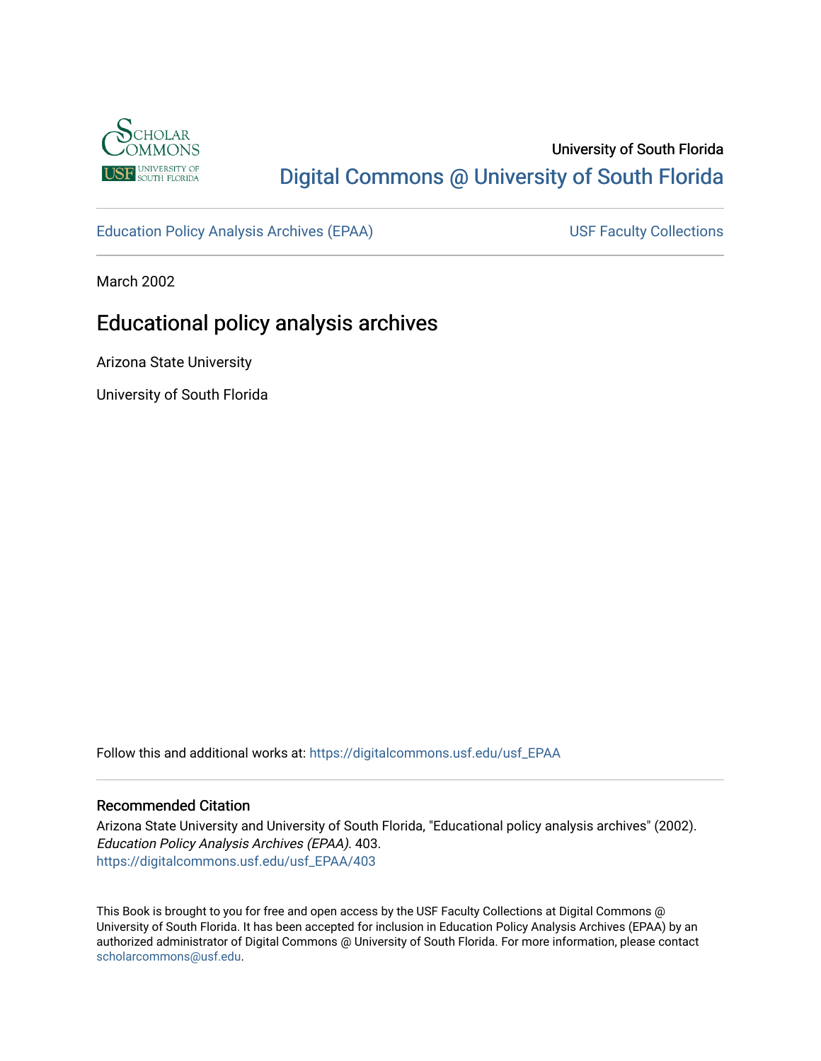University of South Florida

Digital Commons @ University of South Florida

Education Policy Analysis Archives (EPAA) | USF Faculty Collections

March 2002

# Educational policy analysis archives

Arizona State University

University of South Florida

Follow this and additional works at: https://digitalcommons.usf.edu/usf_EPAA

## Recommended Citation

Arizona State University and University of South Florida, "Educational policy analysis archives" (2002). *Education Policy Analysis Archives (EPAA)*. 403.
https://digitalcommons.usf.edu/usf_EPAA/403

This Book is brought to you for free and open access by the USF Faculty Collections at Digital Commons @ University of South Florida. It has been accepted for inclusion in Education Policy Analysis Archives (EPAA) by an authorized administrator of Digital Commons @ University of South Florida. For more information, please contact scholarcommons@usf.edu.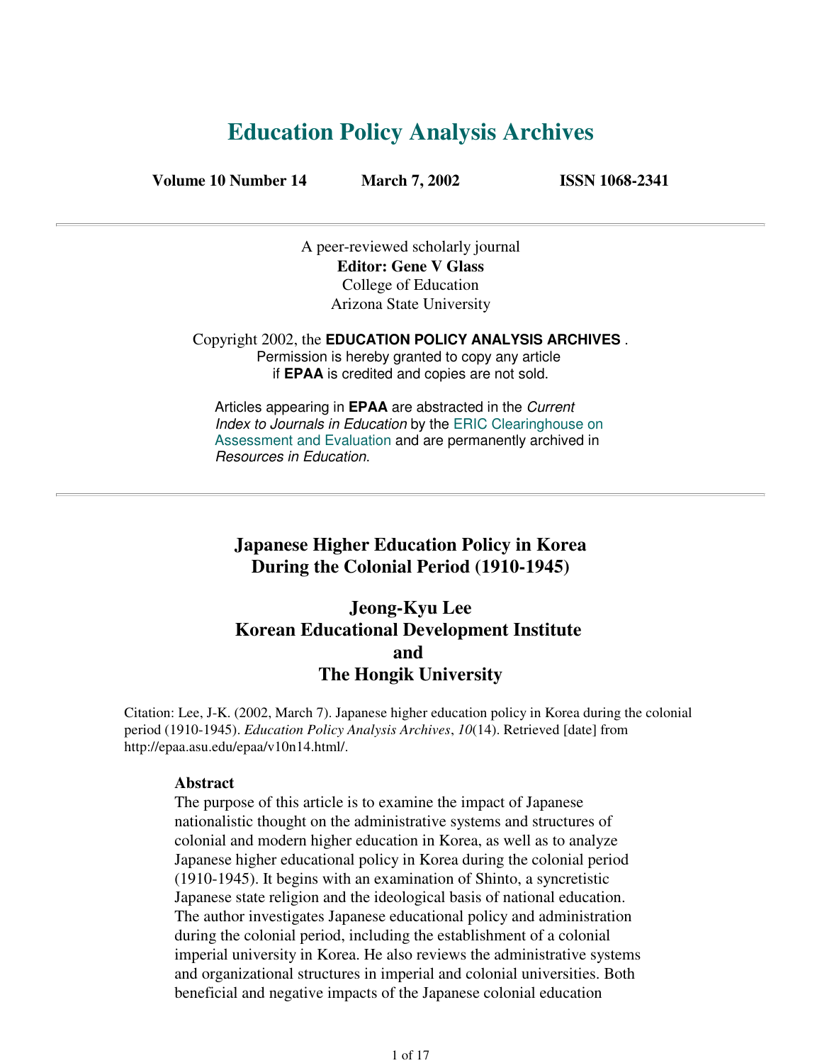# Education Policy Analysis Archives

**Volume 10 Number 14** **March 7, 2002** **ISSN 1068-2341**

A peer-reviewed scholarly journal
**Editor: Gene V Glass**
College of Education
Arizona State University

Copyright 2002, the **EDUCATION POLICY ANALYSIS ARCHIVES** .
Permission is hereby granted to copy any article
if **EPAA** is credited and copies are not sold.

Articles appearing in **EPAA** are abstracted in the *Current Index to Journals in Education* by the ERIC Clearinghouse on Assessment and Evaluation and are permanently archived in *Resources in Education*.

## Japanese Higher Education Policy in Korea During the Colonial Period (1910-1945)

### Jeong-Kyu Lee
### Korean Educational Development Institute
### and
### The Hongik University

Citation: Lee, J-K. (2002, March 7). Japanese higher education policy in Korea during the colonial period (1910-1945). *Education Policy Analysis Archives*, *10*(14). Retrieved [date] from http://epaa.asu.edu/epaa/v10n14.html/.

**Abstract**

The purpose of this article is to examine the impact of Japanese nationalistic thought on the administrative systems and structures of colonial and modern higher education in Korea, as well as to analyze Japanese higher educational policy in Korea during the colonial period (1910-1945). It begins with an examination of Shinto, a syncretistic Japanese state religion and the ideological basis of national education. The author investigates Japanese educational policy and administration during the colonial period, including the establishment of a colonial imperial university in Korea. He also reviews the administrative systems and organizational structures in imperial and colonial universities. Both beneficial and negative impacts of the Japanese colonial education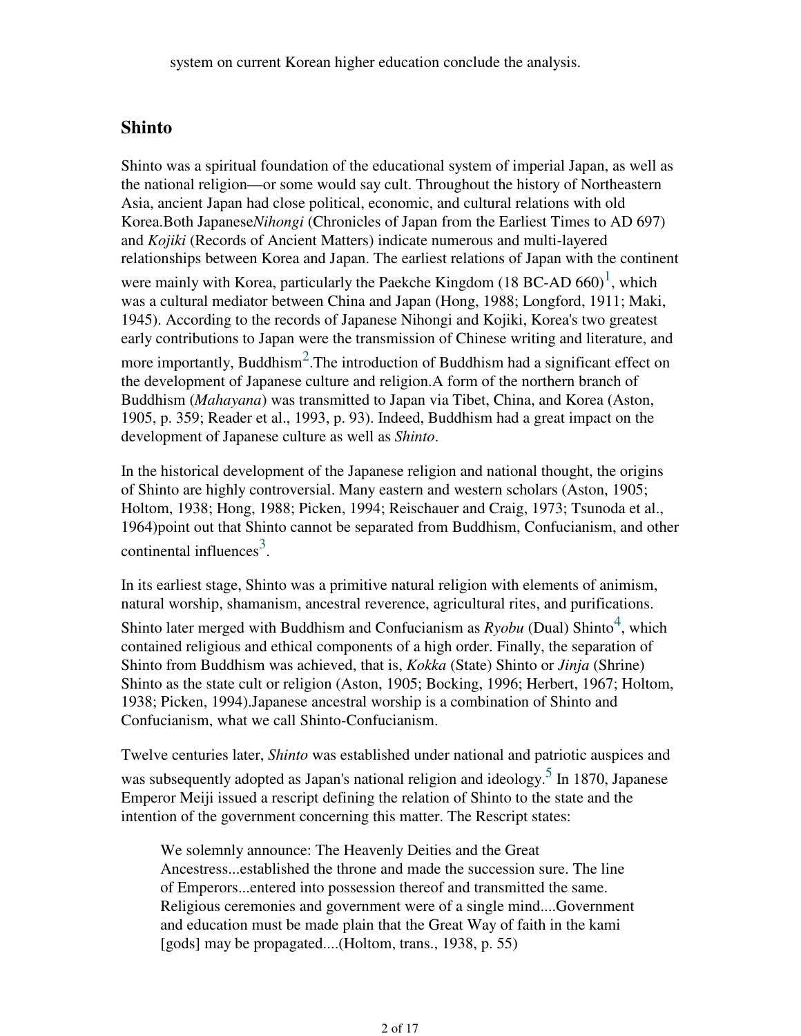system on current Korean higher education conclude the analysis.

## Shinto

Shinto was a spiritual foundation of the educational system of imperial Japan, as well as the national religion—or some would say cult. Throughout the history of Northeastern Asia, ancient Japan had close political, economic, and cultural relations with old Korea.Both Japanese*Nihongi* (Chronicles of Japan from the Earliest Times to AD 697) and *Kojiki* (Records of Ancient Matters) indicate numerous and multi-layered relationships between Korea and Japan. The earliest relations of Japan with the continent were mainly with Korea, particularly the Paekche Kingdom (18 BC-AD 660)[1], which was a cultural mediator between China and Japan (Hong, 1988; Longford, 1911; Maki, 1945). According to the records of Japanese Nihongi and Kojiki, Korea's two greatest early contributions to Japan were the transmission of Chinese writing and literature, and more importantly, Buddhism[2].The introduction of Buddhism had a significant effect on the development of Japanese culture and religion.A form of the northern branch of Buddhism (*Mahayana*) was transmitted to Japan via Tibet, China, and Korea (Aston, 1905, p. 359; Reader et al., 1993, p. 93). Indeed, Buddhism had a great impact on the development of Japanese culture as well as *Shinto*.

In the historical development of the Japanese religion and national thought, the origins of Shinto are highly controversial. Many eastern and western scholars (Aston, 1905; Holtom, 1938; Hong, 1988; Picken, 1994; Reischauer and Craig, 1973; Tsunoda et al., 1964)point out that Shinto cannot be separated from Buddhism, Confucianism, and other continental influences[3].

In its earliest stage, Shinto was a primitive natural religion with elements of animism, natural worship, shamanism, ancestral reverence, agricultural rites, and purifications. Shinto later merged with Buddhism and Confucianism as *Ryobu* (Dual) Shinto[4], which contained religious and ethical components of a high order. Finally, the separation of Shinto from Buddhism was achieved, that is, *Kokka* (State) Shinto or *Jinja* (Shrine) Shinto as the state cult or religion (Aston, 1905; Bocking, 1996; Herbert, 1967; Holtom, 1938; Picken, 1994).Japanese ancestral worship is a combination of Shinto and Confucianism, what we call Shinto-Confucianism.

Twelve centuries later, *Shinto* was established under national and patriotic auspices and was subsequently adopted as Japan's national religion and ideology.[5] In 1870, Japanese Emperor Meiji issued a rescript defining the relation of Shinto to the state and the intention of the government concerning this matter. The Rescript states:

> We solemnly announce: The Heavenly Deities and the Great Ancestress...established the throne and made the succession sure. The line of Emperors...entered into possession thereof and transmitted the same. Religious ceremonies and government were of a single mind....Government and education must be made plain that the Great Way of faith in the kami [gods] may be propagated....(Holtom, trans., 1938, p. 55)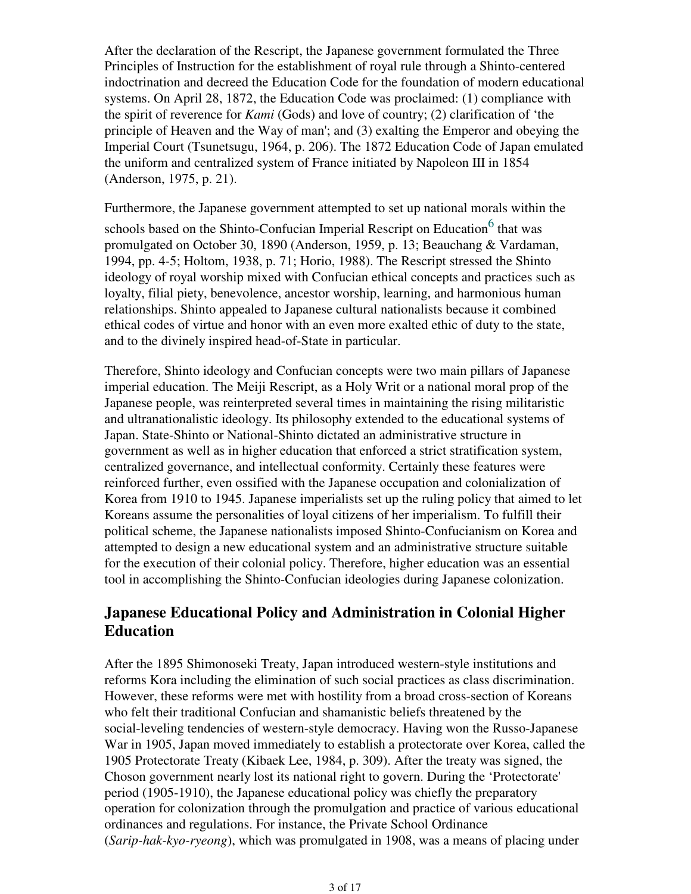After the declaration of the Rescript, the Japanese government formulated the Three Principles of Instruction for the establishment of royal rule through a Shinto-centered indoctrination and decreed the Education Code for the foundation of modern educational systems. On April 28, 1872, the Education Code was proclaimed: (1) compliance with the spirit of reverence for *Kami* (Gods) and love of country; (2) clarification of 'the principle of Heaven and the Way of man'; and (3) exalting the Emperor and obeying the Imperial Court (Tsunetsugu, 1964, p. 206). The 1872 Education Code of Japan emulated the uniform and centralized system of France initiated by Napoleon III in 1854 (Anderson, 1975, p. 21).

Furthermore, the Japanese government attempted to set up national morals within the schools based on the Shinto-Confucian Imperial Rescript on Education[6] that was promulgated on October 30, 1890 (Anderson, 1959, p. 13; Beauchang & Vardaman, 1994, pp. 4-5; Holtom, 1938, p. 71; Horio, 1988). The Rescript stressed the Shinto ideology of royal worship mixed with Confucian ethical concepts and practices such as loyalty, filial piety, benevolence, ancestor worship, learning, and harmonious human relationships. Shinto appealed to Japanese cultural nationalists because it combined ethical codes of virtue and honor with an even more exalted ethic of duty to the state, and to the divinely inspired head-of-State in particular.

Therefore, Shinto ideology and Confucian concepts were two main pillars of Japanese imperial education. The Meiji Rescript, as a Holy Writ or a national moral prop of the Japanese people, was reinterpreted several times in maintaining the rising militaristic and ultranationalistic ideology. Its philosophy extended to the educational systems of Japan. State-Shinto or National-Shinto dictated an administrative structure in government as well as in higher education that enforced a strict stratification system, centralized governance, and intellectual conformity. Certainly these features were reinforced further, even ossified with the Japanese occupation and colonialization of Korea from 1910 to 1945. Japanese imperialists set up the ruling policy that aimed to let Koreans assume the personalities of loyal citizens of her imperialism. To fulfill their political scheme, the Japanese nationalists imposed Shinto-Confucianism on Korea and attempted to design a new educational system and an administrative structure suitable for the execution of their colonial policy. Therefore, higher education was an essential tool in accomplishing the Shinto-Confucian ideologies during Japanese colonization.

## Japanese Educational Policy and Administration in Colonial Higher Education

After the 1895 Shimonoseki Treaty, Japan introduced western-style institutions and reforms Kora including the elimination of such social practices as class discrimination. However, these reforms were met with hostility from a broad cross-section of Koreans who felt their traditional Confucian and shamanistic beliefs threatened by the social-leveling tendencies of western-style democracy. Having won the Russo-Japanese War in 1905, Japan moved immediately to establish a protectorate over Korea, called the 1905 Protectorate Treaty (Kibaek Lee, 1984, p. 309). After the treaty was signed, the Choson government nearly lost its national right to govern. During the 'Protectorate' period (1905-1910), the Japanese educational policy was chiefly the preparatory operation for colonization through the promulgation and practice of various educational ordinances and regulations. For instance, the Private School Ordinance (*Sarip-hak-kyo-ryeong*), which was promulgated in 1908, was a means of placing under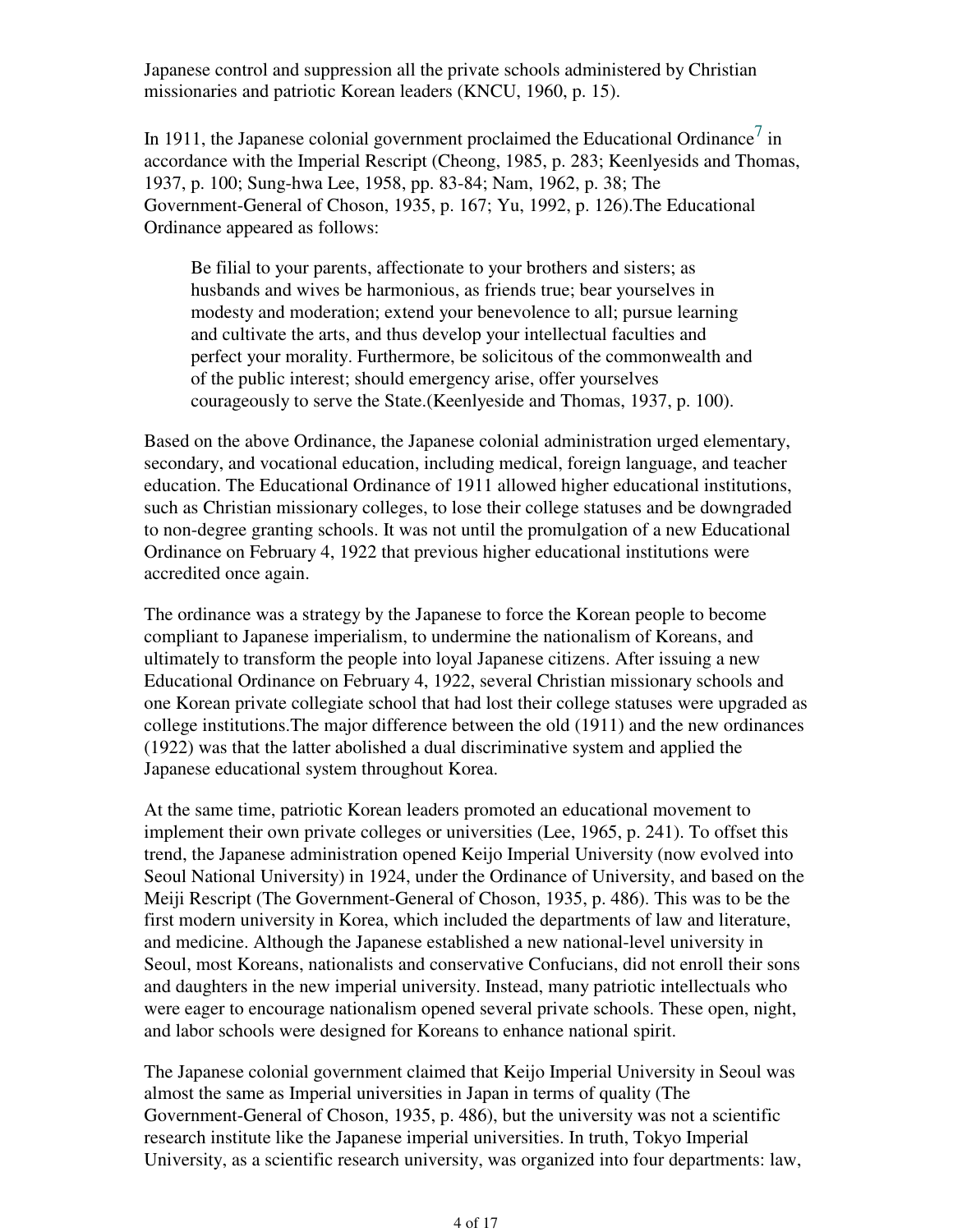Japanese control and suppression all the private schools administered by Christian missionaries and patriotic Korean leaders (KNCU, 1960, p. 15).

In 1911, the Japanese colonial government proclaimed the Educational Ordinance[7] in accordance with the Imperial Rescript (Cheong, 1985, p. 283; Keenlyesids and Thomas, 1937, p. 100; Sung-hwa Lee, 1958, pp. 83-84; Nam, 1962, p. 38; The Government-General of Choson, 1935, p. 167; Yu, 1992, p. 126).The Educational Ordinance appeared as follows:

> Be filial to your parents, affectionate to your brothers and sisters; as husbands and wives be harmonious, as friends true; bear yourselves in modesty and moderation; extend your benevolence to all; pursue learning and cultivate the arts, and thus develop your intellectual faculties and perfect your morality. Furthermore, be solicitous of the commonwealth and of the public interest; should emergency arise, offer yourselves courageously to serve the State.(Keenlyeside and Thomas, 1937, p. 100).

Based on the above Ordinance, the Japanese colonial administration urged elementary, secondary, and vocational education, including medical, foreign language, and teacher education. The Educational Ordinance of 1911 allowed higher educational institutions, such as Christian missionary colleges, to lose their college statuses and be downgraded to non-degree granting schools. It was not until the promulgation of a new Educational Ordinance on February 4, 1922 that previous higher educational institutions were accredited once again.

The ordinance was a strategy by the Japanese to force the Korean people to become compliant to Japanese imperialism, to undermine the nationalism of Koreans, and ultimately to transform the people into loyal Japanese citizens. After issuing a new Educational Ordinance on February 4, 1922, several Christian missionary schools and one Korean private collegiate school that had lost their college statuses were upgraded as college institutions.The major difference between the old (1911) and the new ordinances (1922) was that the latter abolished a dual discriminative system and applied the Japanese educational system throughout Korea.

At the same time, patriotic Korean leaders promoted an educational movement to implement their own private colleges or universities (Lee, 1965, p. 241). To offset this trend, the Japanese administration opened Keijo Imperial University (now evolved into Seoul National University) in 1924, under the Ordinance of University, and based on the Meiji Rescript (The Government-General of Choson, 1935, p. 486). This was to be the first modern university in Korea, which included the departments of law and literature, and medicine. Although the Japanese established a new national-level university in Seoul, most Koreans, nationalists and conservative Confucians, did not enroll their sons and daughters in the new imperial university. Instead, many patriotic intellectuals who were eager to encourage nationalism opened several private schools. These open, night, and labor schools were designed for Koreans to enhance national spirit.

The Japanese colonial government claimed that Keijo Imperial University in Seoul was almost the same as Imperial universities in Japan in terms of quality (The Government-General of Choson, 1935, p. 486), but the university was not a scientific research institute like the Japanese imperial universities. In truth, Tokyo Imperial University, as a scientific research university, was organized into four departments: law,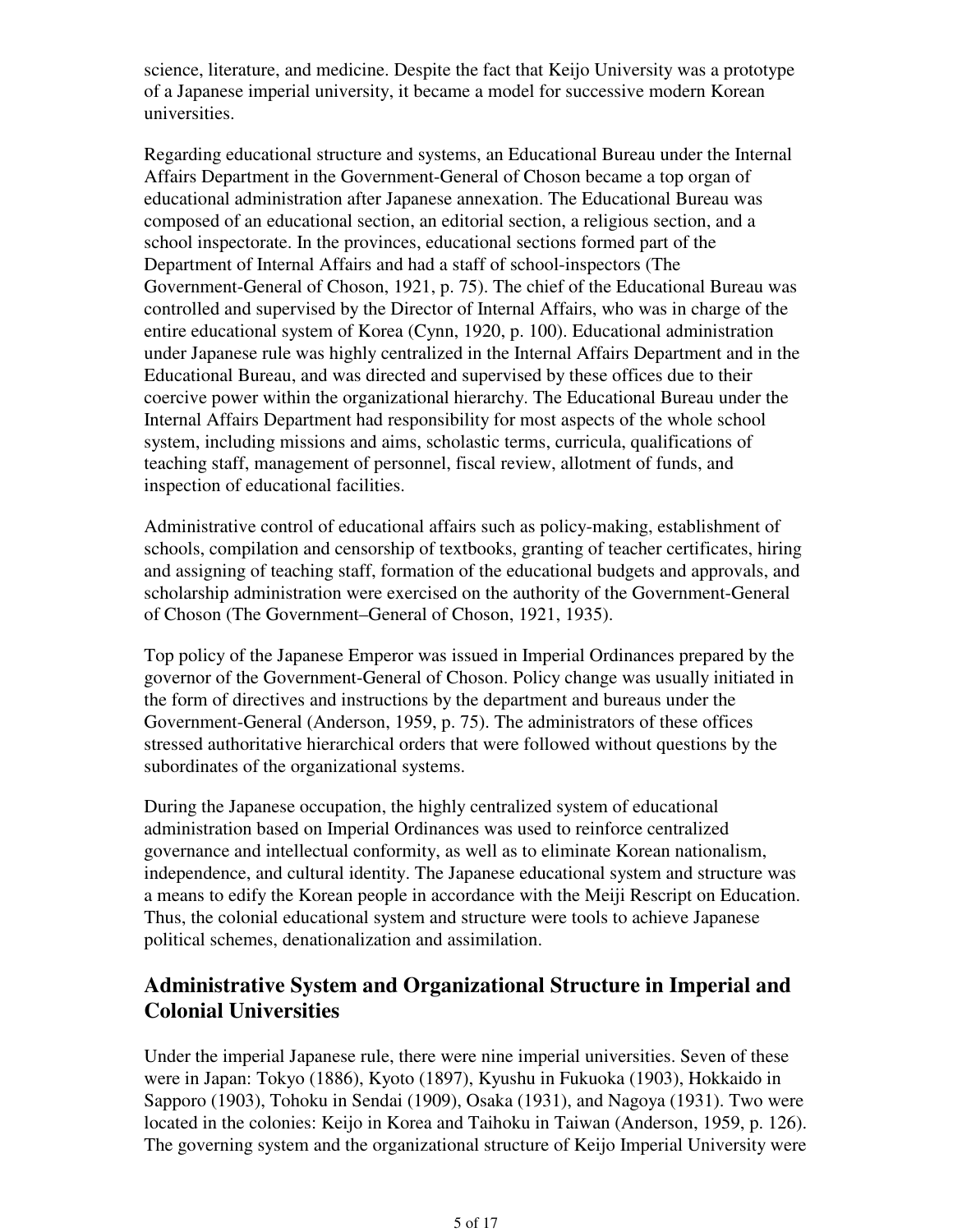science, literature, and medicine. Despite the fact that Keijo University was a prototype of a Japanese imperial university, it became a model for successive modern Korean universities.

Regarding educational structure and systems, an Educational Bureau under the Internal Affairs Department in the Government-General of Choson became a top organ of educational administration after Japanese annexation. The Educational Bureau was composed of an educational section, an editorial section, a religious section, and a school inspectorate. In the provinces, educational sections formed part of the Department of Internal Affairs and had a staff of school-inspectors (The Government-General of Choson, 1921, p. 75). The chief of the Educational Bureau was controlled and supervised by the Director of Internal Affairs, who was in charge of the entire educational system of Korea (Cynn, 1920, p. 100). Educational administration under Japanese rule was highly centralized in the Internal Affairs Department and in the Educational Bureau, and was directed and supervised by these offices due to their coercive power within the organizational hierarchy. The Educational Bureau under the Internal Affairs Department had responsibility for most aspects of the whole school system, including missions and aims, scholastic terms, curricula, qualifications of teaching staff, management of personnel, fiscal review, allotment of funds, and inspection of educational facilities.

Administrative control of educational affairs such as policy-making, establishment of schools, compilation and censorship of textbooks, granting of teacher certificates, hiring and assigning of teaching staff, formation of the educational budgets and approvals, and scholarship administration were exercised on the authority of the Government-General of Choson (The Government–General of Choson, 1921, 1935).

Top policy of the Japanese Emperor was issued in Imperial Ordinances prepared by the governor of the Government-General of Choson. Policy change was usually initiated in the form of directives and instructions by the department and bureaus under the Government-General (Anderson, 1959, p. 75). The administrators of these offices stressed authoritative hierarchical orders that were followed without questions by the subordinates of the organizational systems.

During the Japanese occupation, the highly centralized system of educational administration based on Imperial Ordinances was used to reinforce centralized governance and intellectual conformity, as well as to eliminate Korean nationalism, independence, and cultural identity. The Japanese educational system and structure was a means to edify the Korean people in accordance with the Meiji Rescript on Education. Thus, the colonial educational system and structure were tools to achieve Japanese political schemes, denationalization and assimilation.

## Administrative System and Organizational Structure in Imperial and Colonial Universities

Under the imperial Japanese rule, there were nine imperial universities. Seven of these were in Japan: Tokyo (1886), Kyoto (1897), Kyushu in Fukuoka (1903), Hokkaido in Sapporo (1903), Tohoku in Sendai (1909), Osaka (1931), and Nagoya (1931). Two were located in the colonies: Keijo in Korea and Taihoku in Taiwan (Anderson, 1959, p. 126). The governing system and the organizational structure of Keijo Imperial University were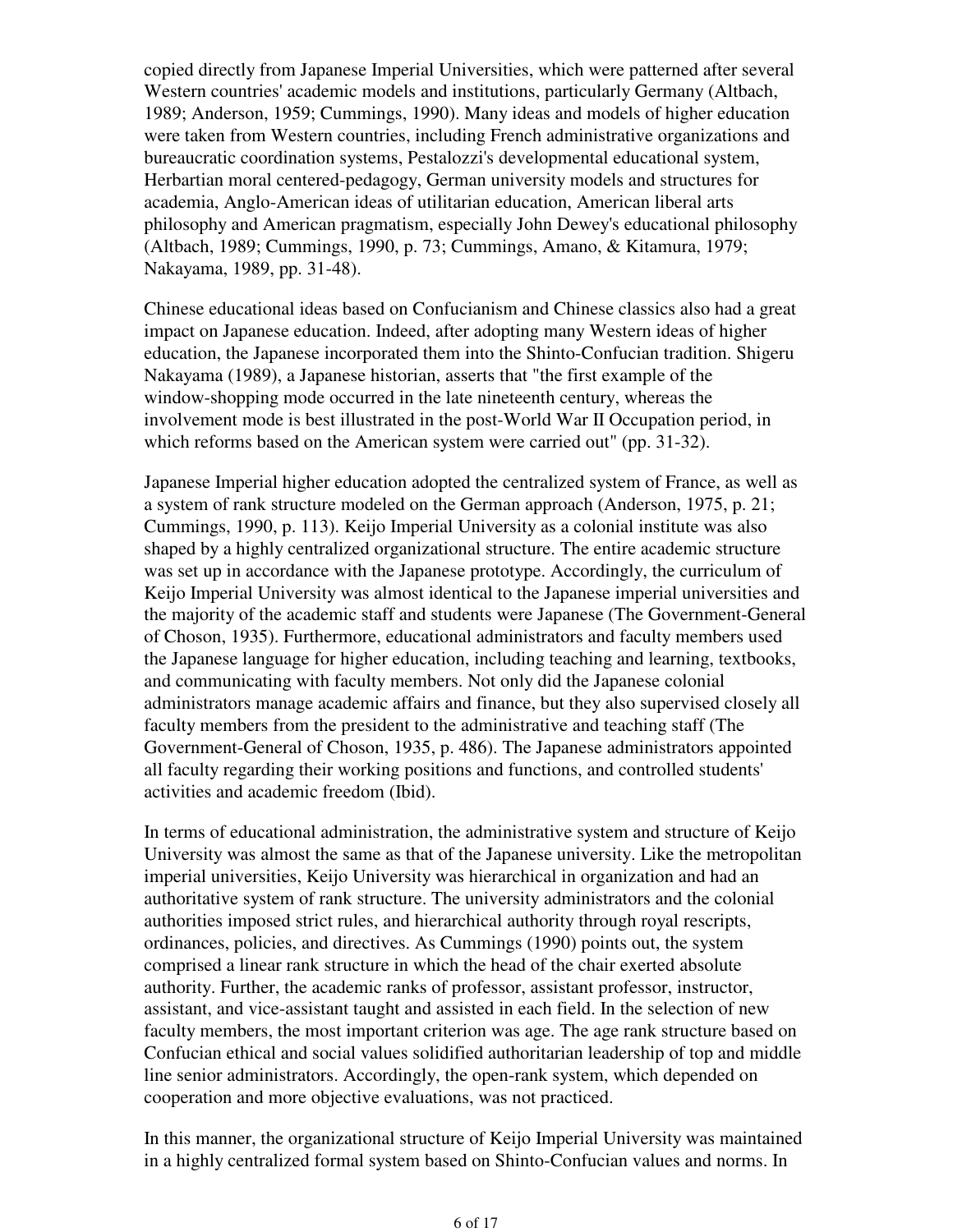copied directly from Japanese Imperial Universities, which were patterned after several Western countries' academic models and institutions, particularly Germany (Altbach, 1989; Anderson, 1959; Cummings, 1990). Many ideas and models of higher education were taken from Western countries, including French administrative organizations and bureaucratic coordination systems, Pestalozzi's developmental educational system, Herbartian moral centered-pedagogy, German university models and structures for academia, Anglo-American ideas of utilitarian education, American liberal arts philosophy and American pragmatism, especially John Dewey's educational philosophy (Altbach, 1989; Cummings, 1990, p. 73; Cummings, Amano, & Kitamura, 1979; Nakayama, 1989, pp. 31-48).

Chinese educational ideas based on Confucianism and Chinese classics also had a great impact on Japanese education. Indeed, after adopting many Western ideas of higher education, the Japanese incorporated them into the Shinto-Confucian tradition. Shigeru Nakayama (1989), a Japanese historian, asserts that "the first example of the window-shopping mode occurred in the late nineteenth century, whereas the involvement mode is best illustrated in the post-World War II Occupation period, in which reforms based on the American system were carried out" (pp. 31-32).

Japanese Imperial higher education adopted the centralized system of France, as well as a system of rank structure modeled on the German approach (Anderson, 1975, p. 21; Cummings, 1990, p. 113). Keijo Imperial University as a colonial institute was also shaped by a highly centralized organizational structure. The entire academic structure was set up in accordance with the Japanese prototype. Accordingly, the curriculum of Keijo Imperial University was almost identical to the Japanese imperial universities and the majority of the academic staff and students were Japanese (The Government-General of Choson, 1935). Furthermore, educational administrators and faculty members used the Japanese language for higher education, including teaching and learning, textbooks, and communicating with faculty members. Not only did the Japanese colonial administrators manage academic affairs and finance, but they also supervised closely all faculty members from the president to the administrative and teaching staff (The Government-General of Choson, 1935, p. 486). The Japanese administrators appointed all faculty regarding their working positions and functions, and controlled students' activities and academic freedom (Ibid).

In terms of educational administration, the administrative system and structure of Keijo University was almost the same as that of the Japanese university. Like the metropolitan imperial universities, Keijo University was hierarchical in organization and had an authoritative system of rank structure. The university administrators and the colonial authorities imposed strict rules, and hierarchical authority through royal rescripts, ordinances, policies, and directives. As Cummings (1990) points out, the system comprised a linear rank structure in which the head of the chair exerted absolute authority. Further, the academic ranks of professor, assistant professor, instructor, assistant, and vice-assistant taught and assisted in each field. In the selection of new faculty members, the most important criterion was age. The age rank structure based on Confucian ethical and social values solidified authoritarian leadership of top and middle line senior administrators. Accordingly, the open-rank system, which depended on cooperation and more objective evaluations, was not practiced.

In this manner, the organizational structure of Keijo Imperial University was maintained in a highly centralized formal system based on Shinto-Confucian values and norms. In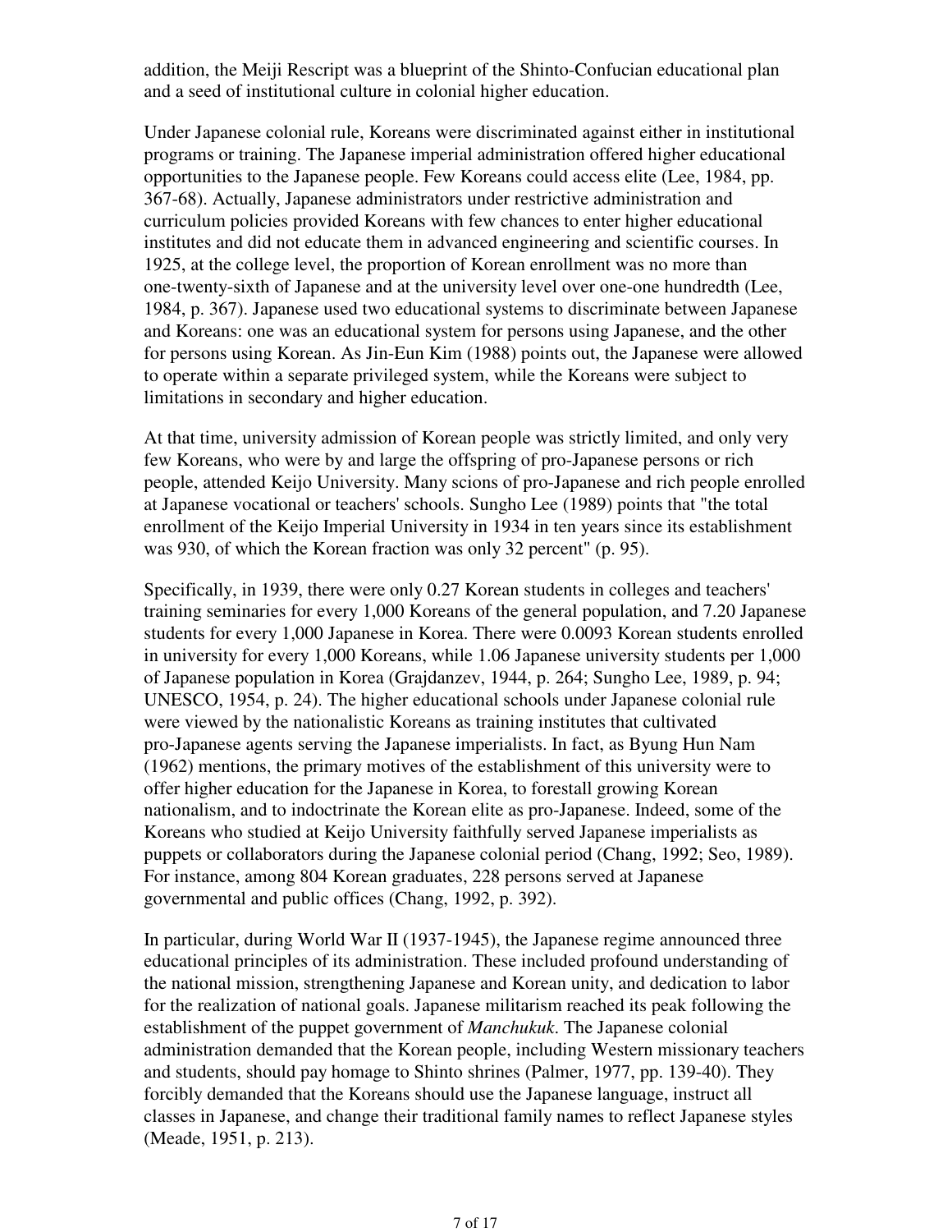addition, the Meiji Rescript was a blueprint of the Shinto-Confucian educational plan and a seed of institutional culture in colonial higher education.

Under Japanese colonial rule, Koreans were discriminated against either in institutional programs or training. The Japanese imperial administration offered higher educational opportunities to the Japanese people. Few Koreans could access elite (Lee, 1984, pp. 367-68). Actually, Japanese administrators under restrictive administration and curriculum policies provided Koreans with few chances to enter higher educational institutes and did not educate them in advanced engineering and scientific courses. In 1925, at the college level, the proportion of Korean enrollment was no more than one-twenty-sixth of Japanese and at the university level over one-one hundredth (Lee, 1984, p. 367). Japanese used two educational systems to discriminate between Japanese and Koreans: one was an educational system for persons using Japanese, and the other for persons using Korean. As Jin-Eun Kim (1988) points out, the Japanese were allowed to operate within a separate privileged system, while the Koreans were subject to limitations in secondary and higher education.

At that time, university admission of Korean people was strictly limited, and only very few Koreans, who were by and large the offspring of pro-Japanese persons or rich people, attended Keijo University. Many scions of pro-Japanese and rich people enrolled at Japanese vocational or teachers' schools. Sungho Lee (1989) points that "the total enrollment of the Keijo Imperial University in 1934 in ten years since its establishment was 930, of which the Korean fraction was only 32 percent" (p. 95).

Specifically, in 1939, there were only 0.27 Korean students in colleges and teachers' training seminaries for every 1,000 Koreans of the general population, and 7.20 Japanese students for every 1,000 Japanese in Korea. There were 0.0093 Korean students enrolled in university for every 1,000 Koreans, while 1.06 Japanese university students per 1,000 of Japanese population in Korea (Grajdanzev, 1944, p. 264; Sungho Lee, 1989, p. 94; UNESCO, 1954, p. 24). The higher educational schools under Japanese colonial rule were viewed by the nationalistic Koreans as training institutes that cultivated pro-Japanese agents serving the Japanese imperialists. In fact, as Byung Hun Nam (1962) mentions, the primary motives of the establishment of this university were to offer higher education for the Japanese in Korea, to forestall growing Korean nationalism, and to indoctrinate the Korean elite as pro-Japanese. Indeed, some of the Koreans who studied at Keijo University faithfully served Japanese imperialists as puppets or collaborators during the Japanese colonial period (Chang, 1992; Seo, 1989). For instance, among 804 Korean graduates, 228 persons served at Japanese governmental and public offices (Chang, 1992, p. 392).

In particular, during World War II (1937-1945), the Japanese regime announced three educational principles of its administration. These included profound understanding of the national mission, strengthening Japanese and Korean unity, and dedication to labor for the realization of national goals. Japanese militarism reached its peak following the establishment of the puppet government of *Manchukuk*. The Japanese colonial administration demanded that the Korean people, including Western missionary teachers and students, should pay homage to Shinto shrines (Palmer, 1977, pp. 139-40). They forcibly demanded that the Koreans should use the Japanese language, instruct all classes in Japanese, and change their traditional family names to reflect Japanese styles (Meade, 1951, p. 213).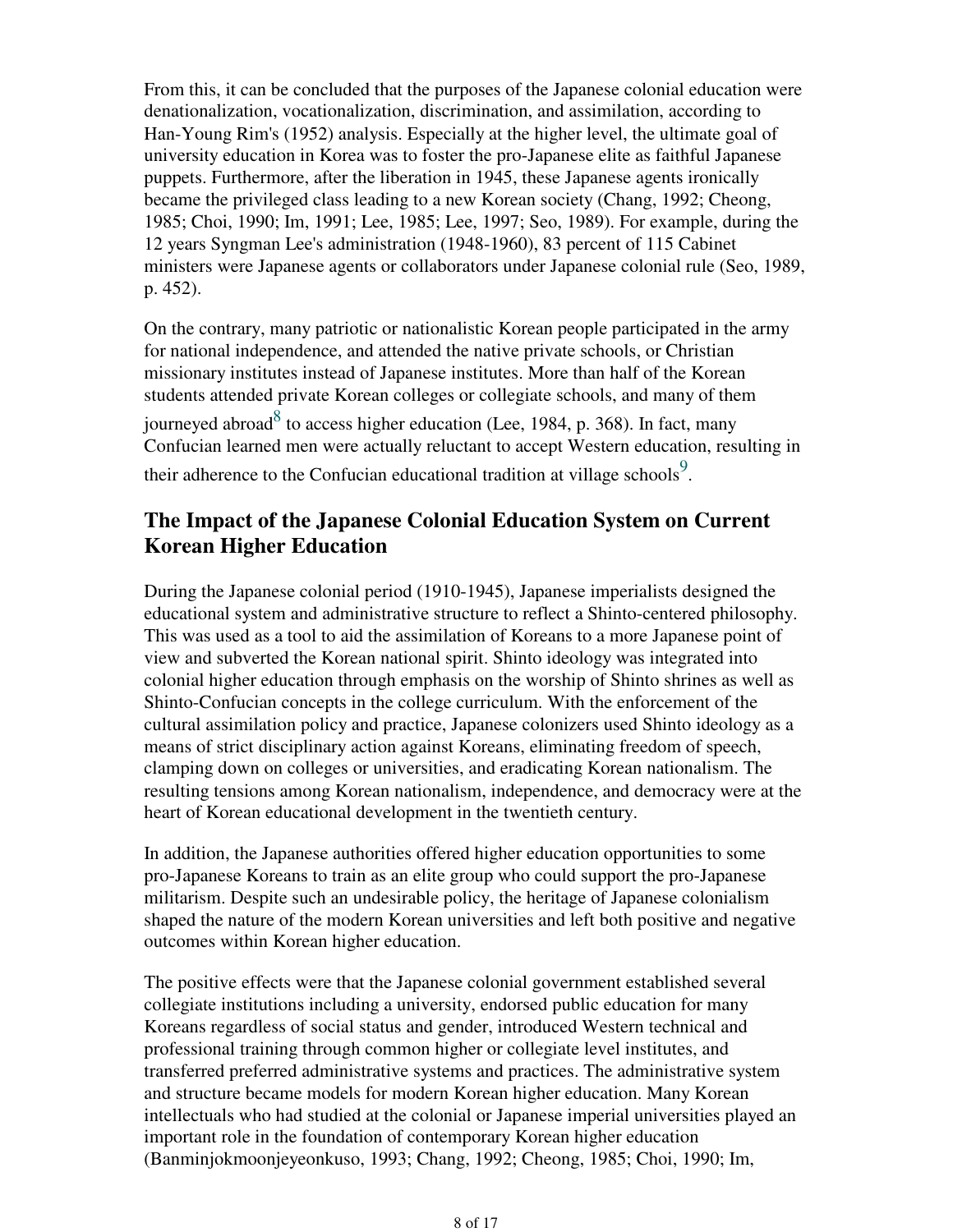From this, it can be concluded that the purposes of the Japanese colonial education were denationalization, vocationalization, discrimination, and assimilation, according to Han-Young Rim's (1952) analysis. Especially at the higher level, the ultimate goal of university education in Korea was to foster the pro-Japanese elite as faithful Japanese puppets. Furthermore, after the liberation in 1945, these Japanese agents ironically became the privileged class leading to a new Korean society (Chang, 1992; Cheong, 1985; Choi, 1990; Im, 1991; Lee, 1985; Lee, 1997; Seo, 1989). For example, during the 12 years Syngman Lee's administration (1948-1960), 83 percent of 115 Cabinet ministers were Japanese agents or collaborators under Japanese colonial rule (Seo, 1989, p. 452).

On the contrary, many patriotic or nationalistic Korean people participated in the army for national independence, and attended the native private schools, or Christian missionary institutes instead of Japanese institutes. More than half of the Korean students attended private Korean colleges or collegiate schools, and many of them journeyed abroad[8] to access higher education (Lee, 1984, p. 368). In fact, many Confucian learned men were actually reluctant to accept Western education, resulting in their adherence to the Confucian educational tradition at village schools[9].

## The Impact of the Japanese Colonial Education System on Current Korean Higher Education

During the Japanese colonial period (1910-1945), Japanese imperialists designed the educational system and administrative structure to reflect a Shinto-centered philosophy. This was used as a tool to aid the assimilation of Koreans to a more Japanese point of view and subverted the Korean national spirit. Shinto ideology was integrated into colonial higher education through emphasis on the worship of Shinto shrines as well as Shinto-Confucian concepts in the college curriculum. With the enforcement of the cultural assimilation policy and practice, Japanese colonizers used Shinto ideology as a means of strict disciplinary action against Koreans, eliminating freedom of speech, clamping down on colleges or universities, and eradicating Korean nationalism. The resulting tensions among Korean nationalism, independence, and democracy were at the heart of Korean educational development in the twentieth century.

In addition, the Japanese authorities offered higher education opportunities to some pro-Japanese Koreans to train as an elite group who could support the pro-Japanese militarism. Despite such an undesirable policy, the heritage of Japanese colonialism shaped the nature of the modern Korean universities and left both positive and negative outcomes within Korean higher education.

The positive effects were that the Japanese colonial government established several collegiate institutions including a university, endorsed public education for many Koreans regardless of social status and gender, introduced Western technical and professional training through common higher or collegiate level institutes, and transferred preferred administrative systems and practices. The administrative system and structure became models for modern Korean higher education. Many Korean intellectuals who had studied at the colonial or Japanese imperial universities played an important role in the foundation of contemporary Korean higher education (Banminjokmoonjeyeonkuso, 1993; Chang, 1992; Cheong, 1985; Choi, 1990; Im,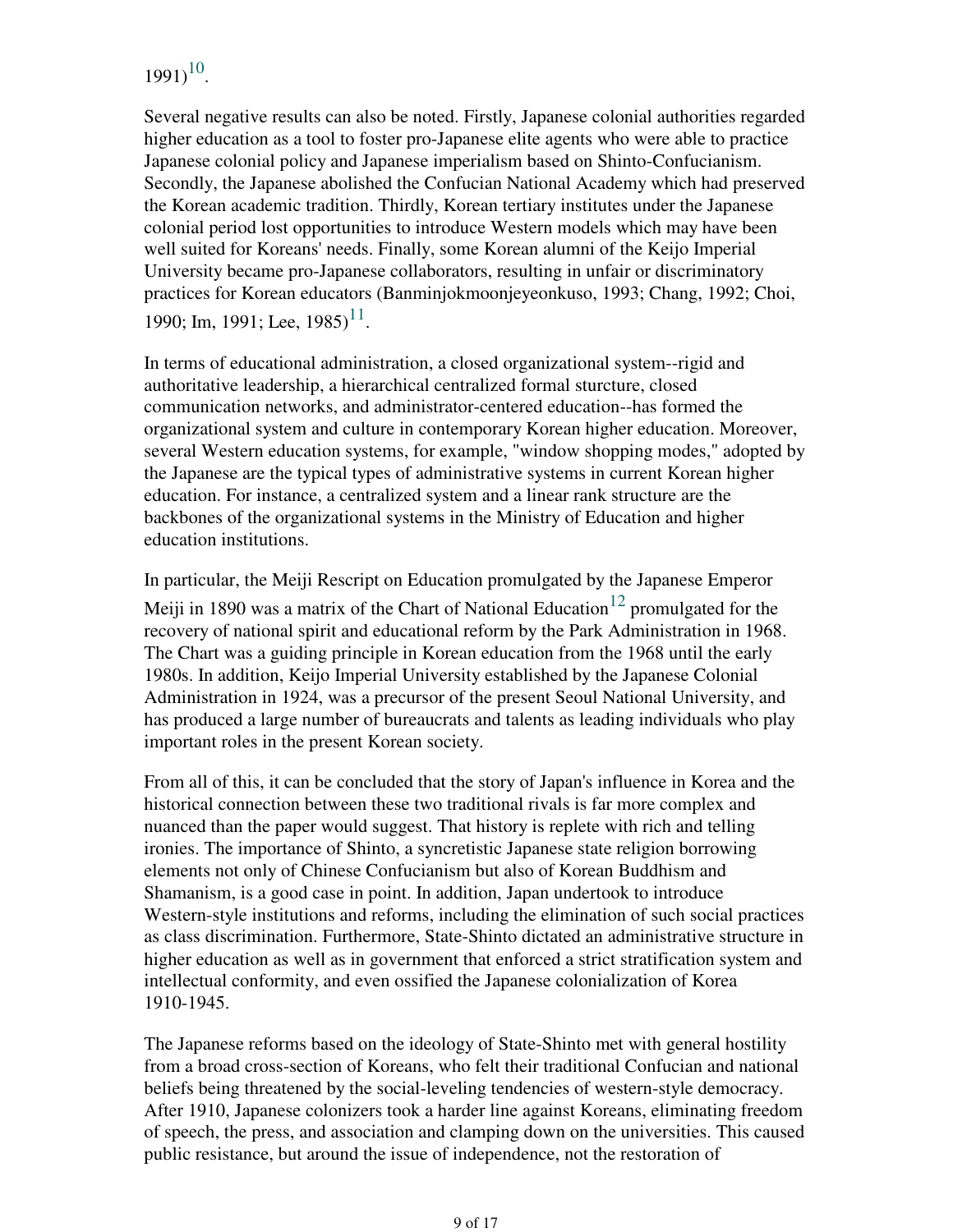1991)[10].

Several negative results can also be noted. Firstly, Japanese colonial authorities regarded higher education as a tool to foster pro-Japanese elite agents who were able to practice Japanese colonial policy and Japanese imperialism based on Shinto-Confucianism. Secondly, the Japanese abolished the Confucian National Academy which had preserved the Korean academic tradition. Thirdly, Korean tertiary institutes under the Japanese colonial period lost opportunities to introduce Western models which may have been well suited for Koreans' needs. Finally, some Korean alumni of the Keijo Imperial University became pro-Japanese collaborators, resulting in unfair or discriminatory practices for Korean educators (Banminjokmoonjeyeonkuso, 1993; Chang, 1992; Choi, 1990; Im, 1991; Lee, 1985)[11].

In terms of educational administration, a closed organizational system--rigid and authoritative leadership, a hierarchical centralized formal sturcture, closed communication networks, and administrator-centered education--has formed the organizational system and culture in contemporary Korean higher education. Moreover, several Western education systems, for example, "window shopping modes," adopted by the Japanese are the typical types of administrative systems in current Korean higher education. For instance, a centralized system and a linear rank structure are the backbones of the organizational systems in the Ministry of Education and higher education institutions.

In particular, the Meiji Rescript on Education promulgated by the Japanese Emperor Meiji in 1890 was a matrix of the Chart of National Education[12] promulgated for the recovery of national spirit and educational reform by the Park Administration in 1968. The Chart was a guiding principle in Korean education from the 1968 until the early 1980s. In addition, Keijo Imperial University established by the Japanese Colonial Administration in 1924, was a precursor of the present Seoul National University, and has produced a large number of bureaucrats and talents as leading individuals who play important roles in the present Korean society.

From all of this, it can be concluded that the story of Japan's influence in Korea and the historical connection between these two traditional rivals is far more complex and nuanced than the paper would suggest. That history is replete with rich and telling ironies. The importance of Shinto, a syncretistic Japanese state religion borrowing elements not only of Chinese Confucianism but also of Korean Buddhism and Shamanism, is a good case in point. In addition, Japan undertook to introduce Western-style institutions and reforms, including the elimination of such social practices as class discrimination. Furthermore, State-Shinto dictated an administrative structure in higher education as well as in government that enforced a strict stratification system and intellectual conformity, and even ossified the Japanese colonialization of Korea 1910-1945.

The Japanese reforms based on the ideology of State-Shinto met with general hostility from a broad cross-section of Koreans, who felt their traditional Confucian and national beliefs being threatened by the social-leveling tendencies of western-style democracy. After 1910, Japanese colonizers took a harder line against Koreans, eliminating freedom of speech, the press, and association and clamping down on the universities. This caused public resistance, but around the issue of independence, not the restoration of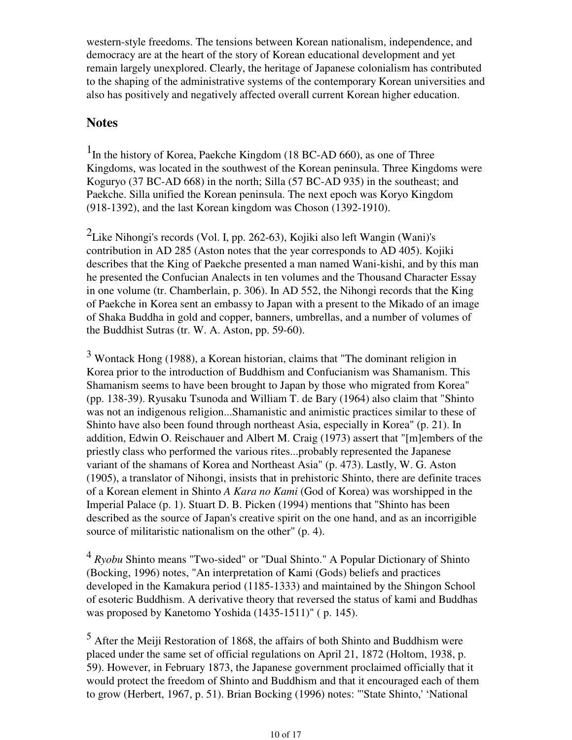western-style freedoms. The tensions between Korean nationalism, independence, and democracy are at the heart of the story of Korean educational development and yet remain largely unexplored. Clearly, the heritage of Japanese colonialism has contributed to the shaping of the administrative systems of the contemporary Korean universities and also has positively and negatively affected overall current Korean higher education.

## Notes

[1]In the history of Korea, Paekche Kingdom (18 BC-AD 660), as one of Three Kingdoms, was located in the southwest of the Korean peninsula. Three Kingdoms were Koguryo (37 BC-AD 668) in the north; Silla (57 BC-AD 935) in the southeast; and Paekche. Silla unified the Korean peninsula. The next epoch was Koryo Kingdom (918-1392), and the last Korean kingdom was Choson (1392-1910).

[2]Like Nihongi's records (Vol. I, pp. 262-63), Kojiki also left Wangin (Wani)'s contribution in AD 285 (Aston notes that the year corresponds to AD 405). Kojiki describes that the King of Paekche presented a man named Wani-kishi, and by this man he presented the Confucian Analects in ten volumes and the Thousand Character Essay in one volume (tr. Chamberlain, p. 306). In AD 552, the Nihongi records that the King of Paekche in Korea sent an embassy to Japan with a present to the Mikado of an image of Shaka Buddha in gold and copper, banners, umbrellas, and a number of volumes of the Buddhist Sutras (tr. W. A. Aston, pp. 59-60).

[3] Wontack Hong (1988), a Korean historian, claims that "The dominant religion in Korea prior to the introduction of Buddhism and Confucianism was Shamanism. This Shamanism seems to have been brought to Japan by those who migrated from Korea" (pp. 138-39). Ryusaku Tsunoda and William T. de Bary (1964) also claim that "Shinto was not an indigenous religion...Shamanistic and animistic practices similar to these of Shinto have also been found through northeast Asia, especially in Korea" (p. 21). In addition, Edwin O. Reischauer and Albert M. Craig (1973) assert that "[m]embers of the priestly class who performed the various rites...probably represented the Japanese variant of the shamans of Korea and Northeast Asia" (p. 473). Lastly, W. G. Aston (1905), a translator of Nihongi, insists that in prehistoric Shinto, there are definite traces of a Korean element in Shinto *A Kara no Kami* (God of Korea) was worshipped in the Imperial Palace (p. 1). Stuart D. B. Picken (1994) mentions that "Shinto has been described as the source of Japan's creative spirit on the one hand, and as an incorrigible source of militaristic nationalism on the other" (p. 4).

[4] *Ryobu* Shinto means "Two-sided" or "Dual Shinto." A Popular Dictionary of Shinto (Bocking, 1996) notes, "An interpretation of Kami (Gods) beliefs and practices developed in the Kamakura period (1185-1333) and maintained by the Shingon School of esoteric Buddhism. A derivative theory that reversed the status of kami and Buddhas was proposed by Kanetomo Yoshida (1435-1511)" ( p. 145).

[5] After the Meiji Restoration of 1868, the affairs of both Shinto and Buddhism were placed under the same set of official regulations on April 21, 1872 (Holtom, 1938, p. 59). However, in February 1873, the Japanese government proclaimed officially that it would protect the freedom of Shinto and Buddhism and that it encouraged each of them to grow (Herbert, 1967, p. 51). Brian Bocking (1996) notes: "'State Shinto,' 'National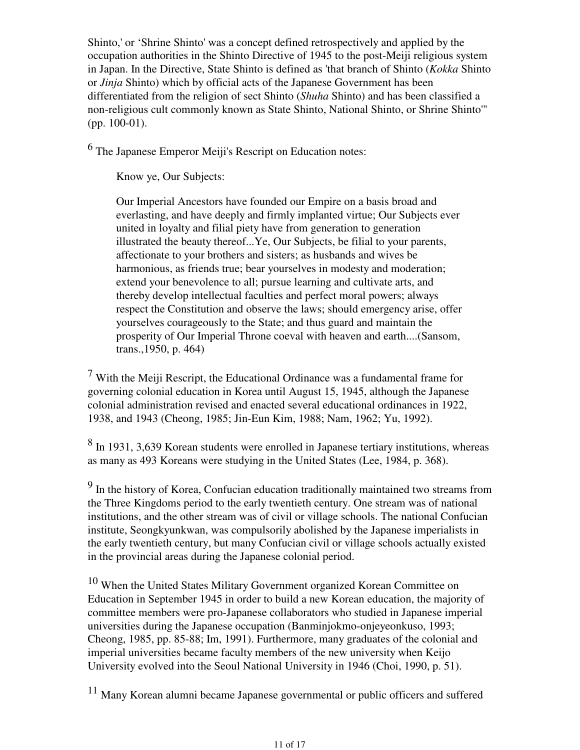Shinto,' or 'Shrine Shinto' was a concept defined retrospectively and applied by the occupation authorities in the Shinto Directive of 1945 to the post-Meiji religious system in Japan. In the Directive, State Shinto is defined as 'that branch of Shinto (*Kokka* Shinto or *Jinja* Shinto) which by official acts of the Japanese Government has been differentiated from the religion of sect Shinto (*Shuha* Shinto) and has been classified a non-religious cult commonly known as State Shinto, National Shinto, or Shrine Shinto'" (pp. 100-01).

[6] The Japanese Emperor Meiji's Rescript on Education notes:

> Know ye, Our Subjects:
>
> Our Imperial Ancestors have founded our Empire on a basis broad and everlasting, and have deeply and firmly implanted virtue; Our Subjects ever united in loyalty and filial piety have from generation to generation illustrated the beauty thereof...Ye, Our Subjects, be filial to your parents, affectionate to your brothers and sisters; as husbands and wives be harmonious, as friends true; bear yourselves in modesty and moderation; extend your benevolence to all; pursue learning and cultivate arts, and thereby develop intellectual faculties and perfect moral powers; always respect the Constitution and observe the laws; should emergency arise, offer yourselves courageously to the State; and thus guard and maintain the prosperity of Our Imperial Throne coeval with heaven and earth....(Sansom, trans.,1950, p. 464)

[7] With the Meiji Rescript, the Educational Ordinance was a fundamental frame for governing colonial education in Korea until August 15, 1945, although the Japanese colonial administration revised and enacted several educational ordinances in 1922, 1938, and 1943 (Cheong, 1985; Jin-Eun Kim, 1988; Nam, 1962; Yu, 1992).

[8] In 1931, 3,639 Korean students were enrolled in Japanese tertiary institutions, whereas as many as 493 Koreans were studying in the United States (Lee, 1984, p. 368).

[9] In the history of Korea, Confucian education traditionally maintained two streams from the Three Kingdoms period to the early twentieth century. One stream was of national institutions, and the other stream was of civil or village schools. The national Confucian institute, Seongkyunkwan, was compulsorily abolished by the Japanese imperialists in the early twentieth century, but many Confucian civil or village schools actually existed in the provincial areas during the Japanese colonial period.

[10] When the United States Military Government organized Korean Committee on Education in September 1945 in order to build a new Korean education, the majority of committee members were pro-Japanese collaborators who studied in Japanese imperial universities during the Japanese occupation (Banminjokmo-onjeyeonkuso, 1993; Cheong, 1985, pp. 85-88; Im, 1991). Furthermore, many graduates of the colonial and imperial universities became faculty members of the new university when Keijo University evolved into the Seoul National University in 1946 (Choi, 1990, p. 51).

[11] Many Korean alumni became Japanese governmental or public officers and suffered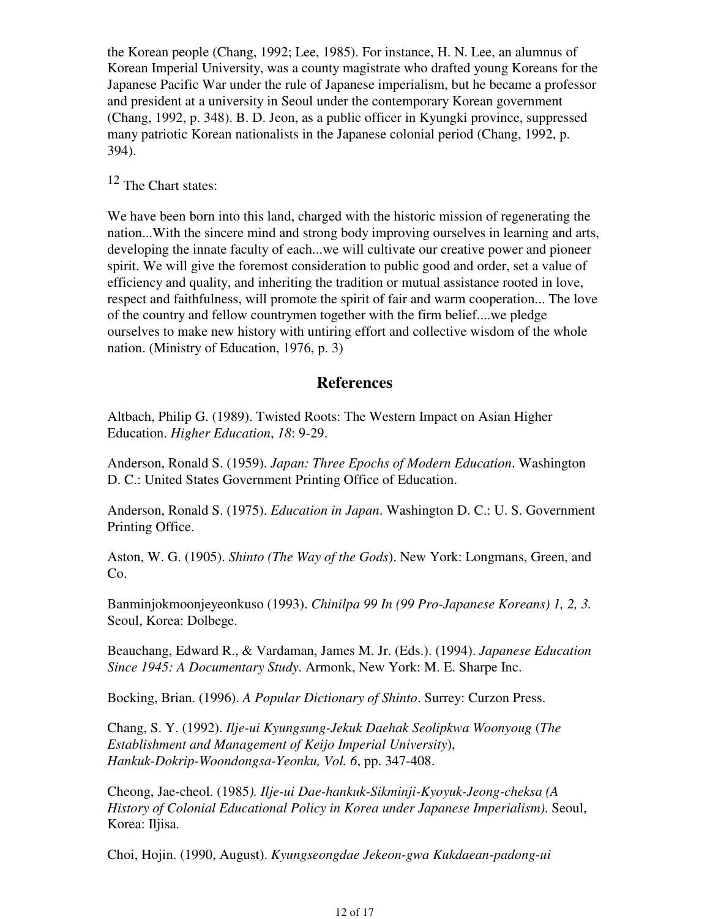the Korean people (Chang, 1992; Lee, 1985). For instance, H. N. Lee, an alumnus of Korean Imperial University, was a county magistrate who drafted young Koreans for the Japanese Pacific War under the rule of Japanese imperialism, but he became a professor and president at a university in Seoul under the contemporary Korean government (Chang, 1992, p. 348). B. D. Jeon, as a public officer in Kyungki province, suppressed many patriotic Korean nationalists in the Japanese colonial period (Chang, 1992, p. 394).

[12] The Chart states:

We have been born into this land, charged with the historic mission of regenerating the nation...With the sincere mind and strong body improving ourselves in learning and arts, developing the innate faculty of each...we will cultivate our creative power and pioneer spirit. We will give the foremost consideration to public good and order, set a value of efficiency and quality, and inheriting the tradition or mutual assistance rooted in love, respect and faithfulness, will promote the spirit of fair and warm cooperation... The love of the country and fellow countrymen together with the firm belief....we pledge ourselves to make new history with untiring effort and collective wisdom of the whole nation. (Ministry of Education, 1976, p. 3)

## References

Altbach, Philip G. (1989). Twisted Roots: The Western Impact on Asian Higher Education. *Higher Education*, *18*: 9-29.

Anderson, Ronald S. (1959). *Japan: Three Epochs of Modern Education*. Washington D. C.: United States Government Printing Office of Education.

Anderson, Ronald S. (1975). *Education in Japan*. Washington D. C.: U. S. Government Printing Office.

Aston, W. G. (1905). *Shinto (The Way of the Gods*). New York: Longmans, Green, and Co.

Banminjokmoonjeyeonkuso (1993). *Chinilpa 99 In (99 Pro-Japanese Koreans) 1, 2, 3.* Seoul, Korea: Dolbege.

Beauchang, Edward R., & Vardaman, James M. Jr. (Eds.). (1994). *Japanese Education Since 1945: A Documentary Study.* Armonk, New York: M. E. Sharpe Inc.

Bocking, Brian. (1996). *A Popular Dictionary of Shinto*. Surrey: Curzon Press.

Chang, S. Y. (1992). *Ilje-ui Kyungsung-Jekuk Daehak Seolipkwa Woonyoug* (*The Establishment and Management of Keijo Imperial University*), *Hankuk-Dokrip-Woondongsa-Yeonku, Vol. 6*, pp. 347-408.

Cheong, Jae-cheol. (1985*). Ilje-ui Dae-hankuk-Sikminji-Kyoyuk-Jeong-cheksa (A History of Colonial Educational Policy in Korea under Japanese Imperialism).* Seoul, Korea: Iljisa.

Choi, Hojin. (1990, August). *Kyungseongdae Jekeon-gwa Kukdaean-padong-ui*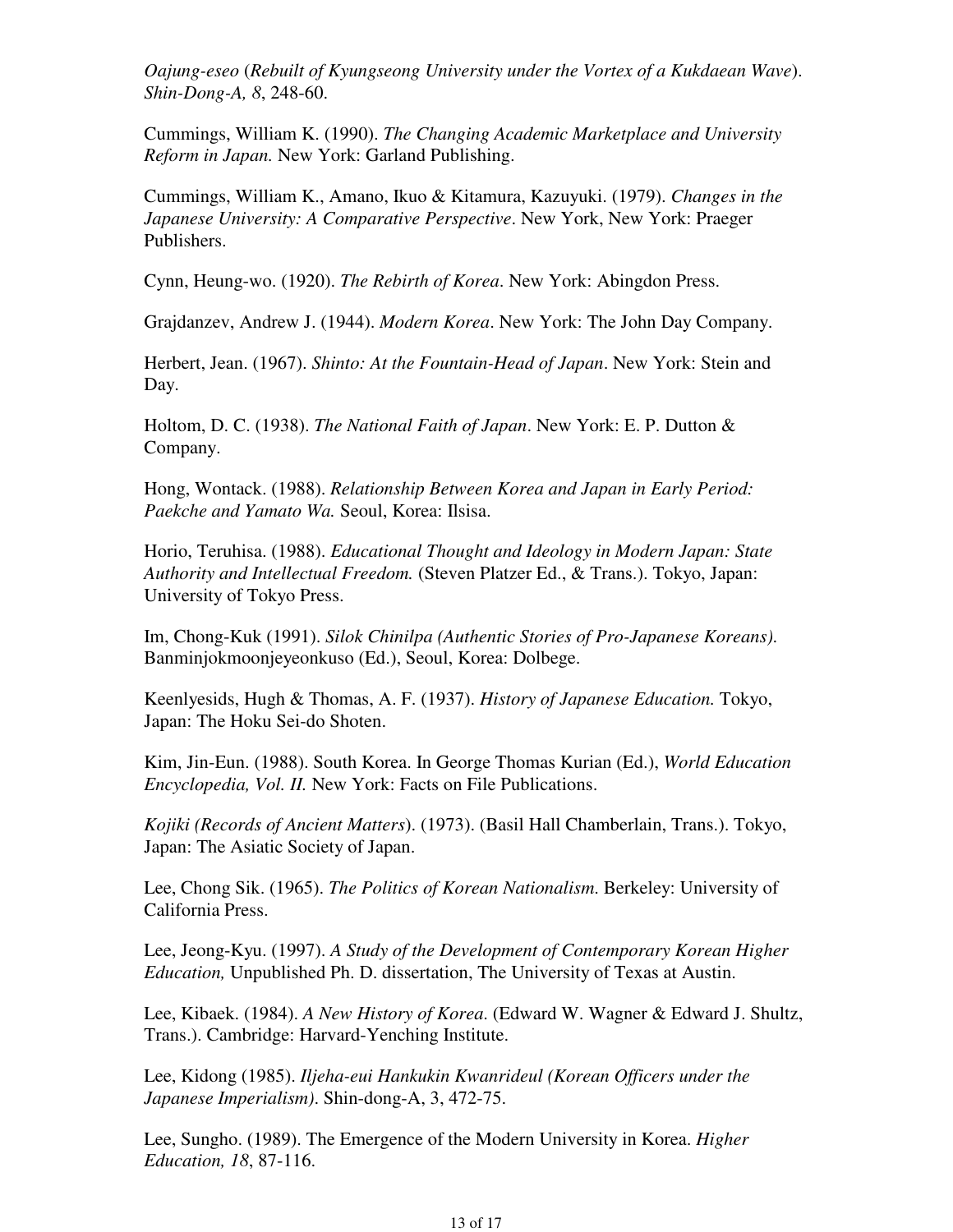*Oajung-eseo* (*Rebuilt of Kyungseong University under the Vortex of a Kukdaean Wave*). *Shin-Dong-A, 8*, 248-60.

Cummings, William K. (1990). *The Changing Academic Marketplace and University Reform in Japan.* New York: Garland Publishing.

Cummings, William K., Amano, Ikuo & Kitamura, Kazuyuki. (1979). *Changes in the Japanese University: A Comparative Perspective*. New York, New York: Praeger Publishers.

Cynn, Heung-wo. (1920). *The Rebirth of Korea*. New York: Abingdon Press.

Grajdanzev, Andrew J. (1944). *Modern Korea*. New York: The John Day Company.

Herbert, Jean. (1967). *Shinto: At the Fountain-Head of Japan*. New York: Stein and Day.

Holtom, D. C. (1938). *The National Faith of Japan*. New York: E. P. Dutton & Company.

Hong, Wontack. (1988). *Relationship Between Korea and Japan in Early Period: Paekche and Yamato Wa.* Seoul, Korea: Ilsisa.

Horio, Teruhisa. (1988). *Educational Thought and Ideology in Modern Japan: State Authority and Intellectual Freedom.* (Steven Platzer Ed., & Trans.). Tokyo, Japan: University of Tokyo Press.

Im, Chong-Kuk (1991). *Silok Chinilpa (Authentic Stories of Pro-Japanese Koreans).* Banminjokmoonjeyeonkuso (Ed.), Seoul, Korea: Dolbege.

Keenlyesids, Hugh & Thomas, A. F. (1937). *History of Japanese Education.* Tokyo, Japan: The Hoku Sei-do Shoten.

Kim, Jin-Eun. (1988). South Korea. In George Thomas Kurian (Ed.), *World Education Encyclopedia, Vol. II.* New York: Facts on File Publications.

*Kojiki (Records of Ancient Matters*). (1973). (Basil Hall Chamberlain, Trans.). Tokyo, Japan: The Asiatic Society of Japan.

Lee, Chong Sik. (1965). *The Politics of Korean Nationalism.* Berkeley: University of California Press.

Lee, Jeong-Kyu. (1997). *A Study of the Development of Contemporary Korean Higher Education,* Unpublished Ph. D. dissertation, The University of Texas at Austin.

Lee, Kibaek. (1984). *A New History of Korea*. (Edward W. Wagner & Edward J. Shultz, Trans.). Cambridge: Harvard-Yenching Institute.

Lee, Kidong (1985). *Iljeha-eui Hankukin Kwanrideul (Korean Officers under the Japanese Imperialism)*. Shin-dong-A, 3, 472-75.

Lee, Sungho. (1989). The Emergence of the Modern University in Korea. *Higher Education, 18*, 87-116.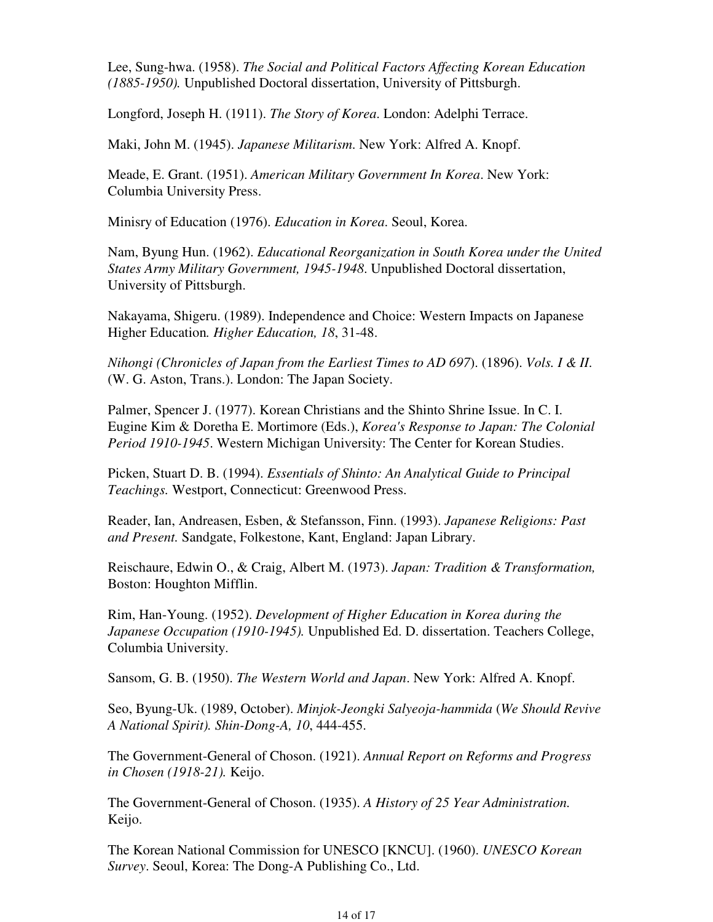Lee, Sung-hwa. (1958). *The Social and Political Factors Affecting Korean Education (1885-1950).* Unpublished Doctoral dissertation, University of Pittsburgh.

Longford, Joseph H. (1911). *The Story of Korea*. London: Adelphi Terrace.

Maki, John M. (1945). *Japanese Militarism.* New York: Alfred A. Knopf.

Meade, E. Grant. (1951). *American Military Government In Korea*. New York: Columbia University Press.

Minisry of Education (1976). *Education in Korea*. Seoul, Korea.

Nam, Byung Hun. (1962). *Educational Reorganization in South Korea under the United States Army Military Government, 1945-1948*. Unpublished Doctoral dissertation, University of Pittsburgh.

Nakayama, Shigeru. (1989). Independence and Choice: Western Impacts on Japanese Higher Education*. Higher Education, 18*, 31-48.

*Nihongi (Chronicles of Japan from the Earliest Times to AD 697*). (1896). *Vols. I & II*. (W. G. Aston, Trans.). London: The Japan Society.

Palmer, Spencer J. (1977). Korean Christians and the Shinto Shrine Issue. In C. I. Eugine Kim & Doretha E. Mortimore (Eds.), *Korea's Response to Japan: The Colonial Period 1910-1945*. Western Michigan University: The Center for Korean Studies.

Picken, Stuart D. B. (1994). *Essentials of Shinto: An Analytical Guide to Principal Teachings.* Westport, Connecticut: Greenwood Press.

Reader, Ian, Andreasen, Esben, & Stefansson, Finn. (1993). *Japanese Religions: Past and Present.* Sandgate, Folkestone, Kant, England: Japan Library.

Reischaure, Edwin O., & Craig, Albert M. (1973). *Japan: Tradition & Transformation,* Boston: Houghton Mifflin.

Rim, Han-Young. (1952). *Development of Higher Education in Korea during the Japanese Occupation (1910-1945).* Unpublished Ed. D. dissertation. Teachers College, Columbia University.

Sansom, G. B. (1950). *The Western World and Japan*. New York: Alfred A. Knopf.

Seo, Byung-Uk. (1989, October). *Minjok-Jeongki Salyeoja-hammida* (*We Should Revive A National Spirit). Shin-Dong-A, 10*, 444-455.

The Government-General of Choson. (1921). *Annual Report on Reforms and Progress in Chosen (1918-21).* Keijo.

The Government-General of Choson. (1935). *A History of 25 Year Administration.* Keijo.

The Korean National Commission for UNESCO [KNCU]. (1960). *UNESCO Korean Survey*. Seoul, Korea: The Dong-A Publishing Co., Ltd.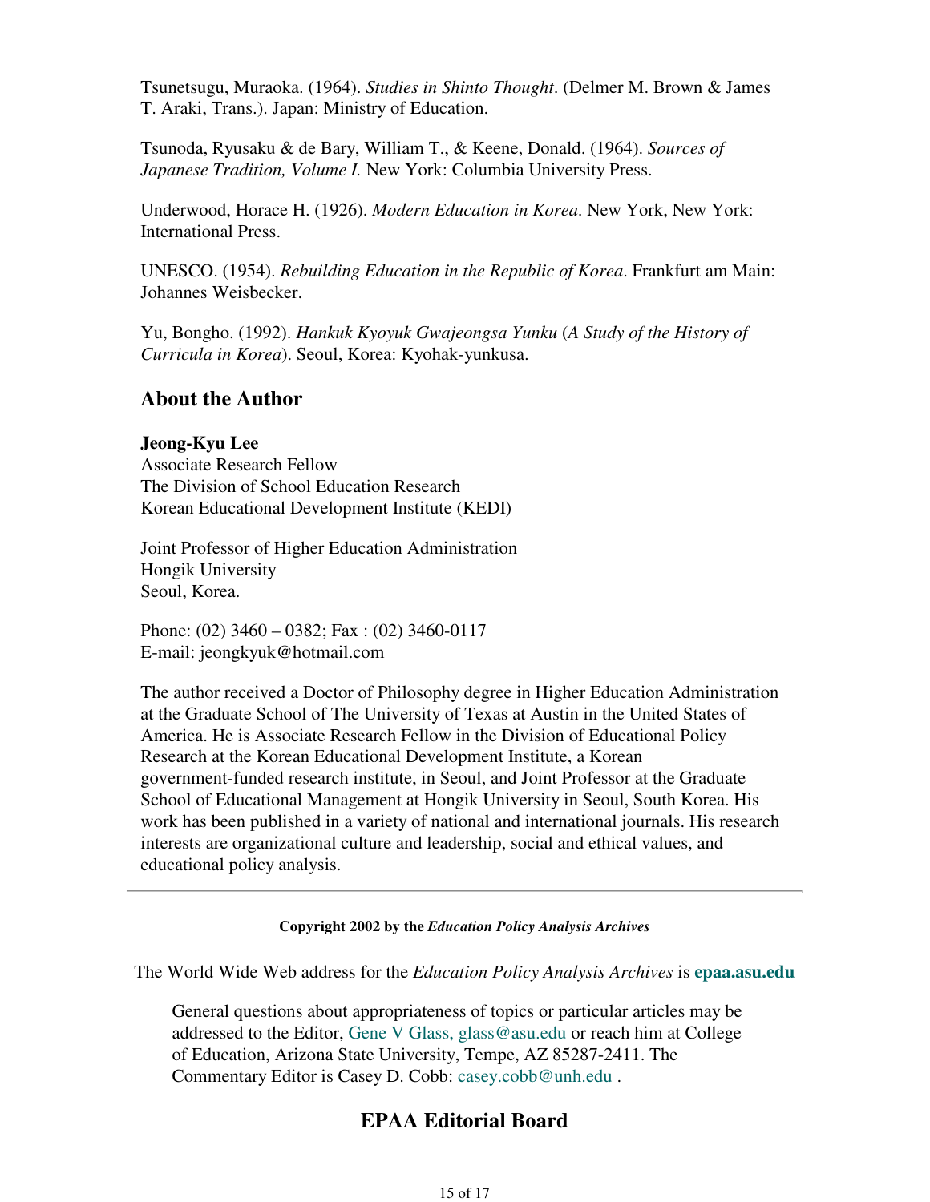Tsunetsugu, Muraoka. (1964). *Studies in Shinto Thought*. (Delmer M. Brown & James T. Araki, Trans.). Japan: Ministry of Education.

Tsunoda, Ryusaku & de Bary, William T., & Keene, Donald. (1964). *Sources of Japanese Tradition, Volume I.* New York: Columbia University Press.

Underwood, Horace H. (1926). *Modern Education in Korea*. New York, New York: International Press.

UNESCO. (1954). *Rebuilding Education in the Republic of Korea*. Frankfurt am Main: Johannes Weisbecker.

Yu, Bongho. (1992). *Hankuk Kyoyuk Gwajeongsa Yunku* (*A Study of the History of Curricula in Korea*). Seoul, Korea: Kyohak-yunkusa.

## About the Author

**Jeong-Kyu Lee**
Associate Research Fellow
The Division of School Education Research
Korean Educational Development Institute (KEDI)

Joint Professor of Higher Education Administration
Hongik University
Seoul, Korea.

Phone: (02) 3460 – 0382; Fax : (02) 3460-0117
E-mail: jeongkyuk@hotmail.com

The author received a Doctor of Philosophy degree in Higher Education Administration at the Graduate School of The University of Texas at Austin in the United States of America. He is Associate Research Fellow in the Division of Educational Policy Research at the Korean Educational Development Institute, a Korean government-funded research institute, in Seoul, and Joint Professor at the Graduate School of Educational Management at Hongik University in Seoul, South Korea. His work has been published in a variety of national and international journals. His research interests are organizational culture and leadership, social and ethical values, and educational policy analysis.

---

**Copyright 2002 by the *Education Policy Analysis Archives***

The World Wide Web address for the *Education Policy Analysis Archives* is **epaa.asu.edu**

General questions about appropriateness of topics or particular articles may be addressed to the Editor, Gene V Glass, glass@asu.edu or reach him at College of Education, Arizona State University, Tempe, AZ 85287-2411. The Commentary Editor is Casey D. Cobb: casey.cobb@unh.edu .

## EPAA Editorial Board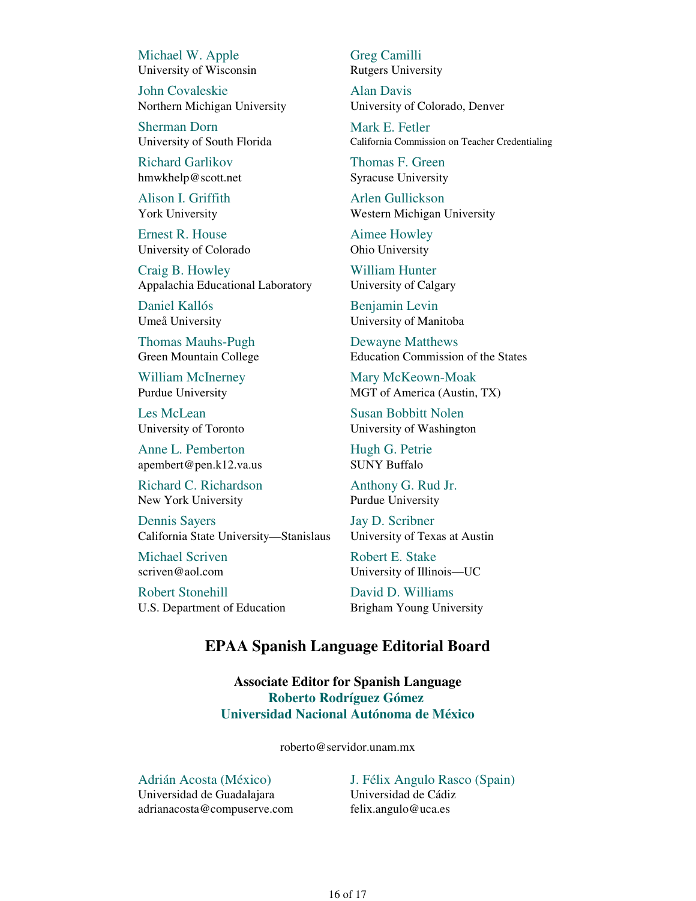Michael W. Apple
University of Wisconsin

Greg Camilli
Rutgers University

John Covaleskie
Northern Michigan University

Alan Davis
University of Colorado, Denver

Sherman Dorn
University of South Florida

Mark E. Fetler
California Commission on Teacher Credentialing

Richard Garlikov
hmwkhelp@scott.net

Thomas F. Green
Syracuse University

Alison I. Griffith
York University

Arlen Gullickson
Western Michigan University

Ernest R. House
University of Colorado

Aimee Howley
Ohio University

Craig B. Howley
Appalachia Educational Laboratory

William Hunter
University of Calgary

Daniel Kallós
Umeå University

Benjamin Levin
University of Manitoba

Thomas Mauhs-Pugh
Green Mountain College

Dewayne Matthews
Education Commission of the States

William McInerney
Purdue University

Mary McKeown-Moak
MGT of America (Austin, TX)

Les McLean
University of Toronto

Susan Bobbitt Nolen
University of Washington

Anne L. Pemberton
apembert@pen.k12.va.us

Hugh G. Petrie
SUNY Buffalo

Richard C. Richardson
New York University

Anthony G. Rud Jr.
Purdue University

Dennis Sayers
California State University—Stanislaus

Jay D. Scribner
University of Texas at Austin

Michael Scriven
scriven@aol.com

Robert E. Stake
University of Illinois—UC

Robert Stonehill
U.S. Department of Education

David D. Williams
Brigham Young University

## EPAA Spanish Language Editorial Board

**Associate Editor for Spanish Language**
**Roberto Rodríguez Gómez**
**Universidad Nacional Autónoma de México**

roberto@servidor.unam.mx

Adrián Acosta (México)
Universidad de Guadalajara
adrianacosta@compuserve.com

J. Félix Angulo Rasco (Spain)
Universidad de Cádiz
felix.angulo@uca.es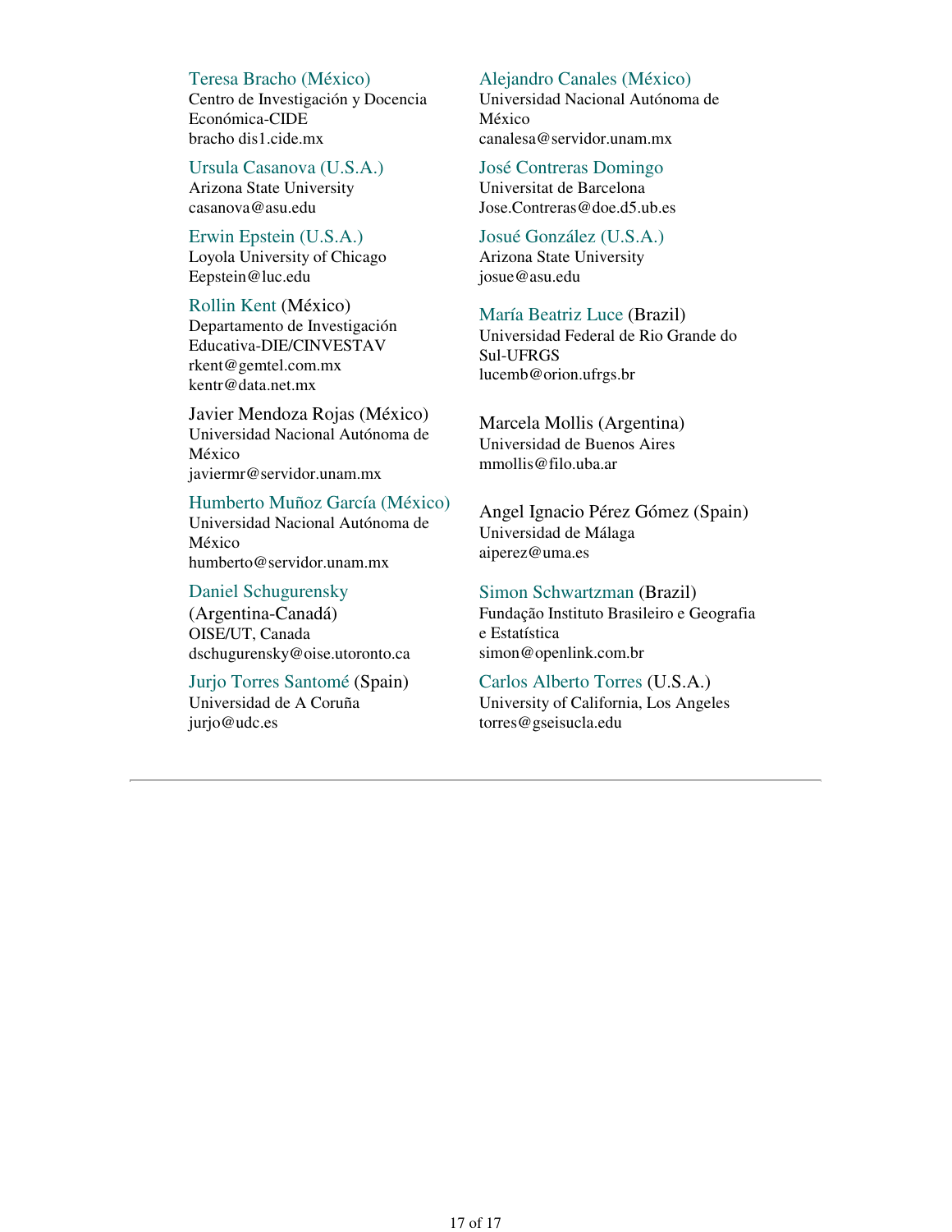Teresa Bracho (México)
Centro de Investigación y Docencia Económica-CIDE
bracho dis1.cide.mx

Alejandro Canales (México)
Universidad Nacional Autónoma de México
canalesa@servidor.unam.mx

Ursula Casanova (U.S.A.)
Arizona State University
casanova@asu.edu

José Contreras Domingo
Universitat de Barcelona
Jose.Contreras@doe.d5.ub.es

Erwin Epstein (U.S.A.)
Loyola University of Chicago
Eepstein@luc.edu

Josué González (U.S.A.)
Arizona State University
josue@asu.edu

Rollin Kent (México)
Departamento de Investigación Educativa-DIE/CINVESTAV
rkent@gemtel.com.mx
kentr@data.net.mx

María Beatriz Luce (Brazil)
Universidad Federal de Rio Grande do Sul-UFRGS
lucemb@orion.ufrgs.br

Javier Mendoza Rojas (México)
Universidad Nacional Autónoma de México
javiermr@servidor.unam.mx

Marcela Mollis (Argentina)
Universidad de Buenos Aires
mmollis@filo.uba.ar

Humberto Muñoz García (México)
Universidad Nacional Autónoma de México
humberto@servidor.unam.mx

Angel Ignacio Pérez Gómez (Spain)
Universidad de Málaga
aiperez@uma.es

Daniel Schugurensky (Argentina-Canadá)
OISE/UT, Canada
dschugurensky@oise.utoronto.ca

Simon Schwartzman (Brazil)
Fundação Instituto Brasileiro e Geografia e Estatística
simon@openlink.com.br

Jurjo Torres Santomé (Spain)
Universidad de A Coruña
jurjo@udc.es

Carlos Alberto Torres (U.S.A.)
University of California, Los Angeles
torres@gseisucla.edu